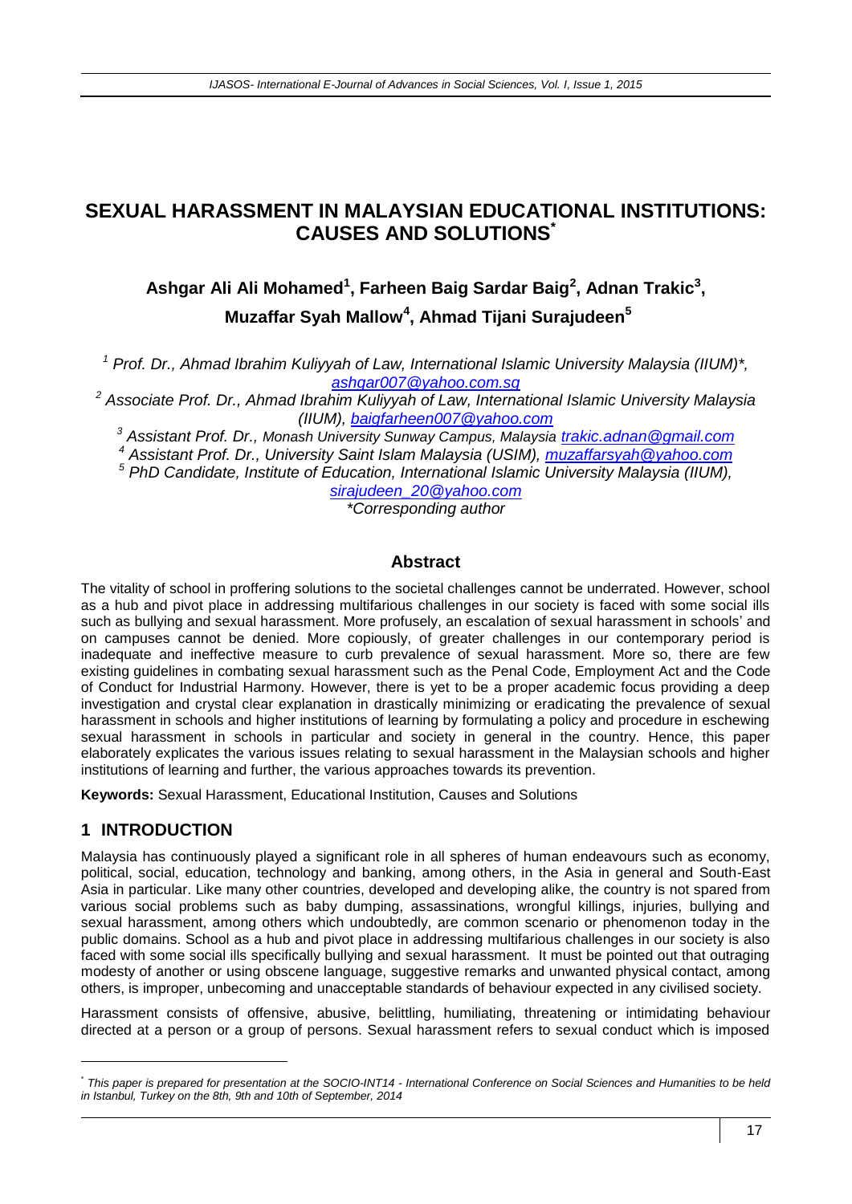# SEXUAL HARASSMENT IN MALAYSIAN EDUCATIONAL INSTITUTIONS: CAUSES AND SOLUTIONS[*]

**Ashgar Ali Ali Mohamed[1], Farheen Baig Sardar Baig[2], Adnan Trakic[3], Muzaffar Syah Mallow[4], Ahmad Tijani Surajudeen[5]**

[1] *Prof. Dr., Ahmad Ibrahim Kuliyyah of Law, International Islamic University Malaysia (IIUM)\*, ashgar007@yahoo.com.sg*

[2] *Associate Prof. Dr., Ahmad Ibrahim Kuliyyah of Law, International Islamic University Malaysia (IIUM), baigfarheen007@yahoo.com*

[3] *Assistant Prof. Dr., Monash University Sunway Campus, Malaysia trakic.adnan@gmail.com*

[4] *Assistant Prof. Dr., University Saint Islam Malaysia (USIM), muzaffarsyah@yahoo.com*

[5] *PhD Candidate, Institute of Education, International Islamic University Malaysia (IIUM), sirajudeen_20@yahoo.com*

*\*Corresponding author*

## Abstract

The vitality of school in proffering solutions to the societal challenges cannot be underrated. However, school as a hub and pivot place in addressing multifarious challenges in our society is faced with some social ills such as bullying and sexual harassment. More profusely, an escalation of sexual harassment in schools' and on campuses cannot be denied. More copiously, of greater challenges in our contemporary period is inadequate and ineffective measure to curb prevalence of sexual harassment. More so, there are few existing guidelines in combating sexual harassment such as the Penal Code, Employment Act and the Code of Conduct for Industrial Harmony. However, there is yet to be a proper academic focus providing a deep investigation and crystal clear explanation in drastically minimizing or eradicating the prevalence of sexual harassment in schools and higher institutions of learning by formulating a policy and procedure in eschewing sexual harassment in schools in particular and society in general in the country. Hence, this paper elaborately explicates the various issues relating to sexual harassment in the Malaysian schools and higher institutions of learning and further, the various approaches towards its prevention.

**Keywords:** Sexual Harassment, Educational Institution, Causes and Solutions

## 1 INTRODUCTION

Malaysia has continuously played a significant role in all spheres of human endeavours such as economy, political, social, education, technology and banking, among others, in the Asia in general and South-East Asia in particular. Like many other countries, developed and developing alike, the country is not spared from various social problems such as baby dumping, assassinations, wrongful killings, injuries, bullying and sexual harassment, among others which undoubtedly, are common scenario or phenomenon today in the public domains. School as a hub and pivot place in addressing multifarious challenges in our society is also faced with some social ills specifically bullying and sexual harassment. It must be pointed out that outraging modesty of another or using obscene language, suggestive remarks and unwanted physical contact, among others, is improper, unbecoming and unacceptable standards of behaviour expected in any civilised society.

Harassment consists of offensive, abusive, belittling, humiliating, threatening or intimidating behaviour directed at a person or a group of persons. Sexual harassment refers to sexual conduct which is imposed

---

[*] *This paper is prepared for presentation at the SOCIO-INT14 - International Conference on Social Sciences and Humanities to be held in Istanbul, Turkey on the 8th, 9th and 10th of September, 2014*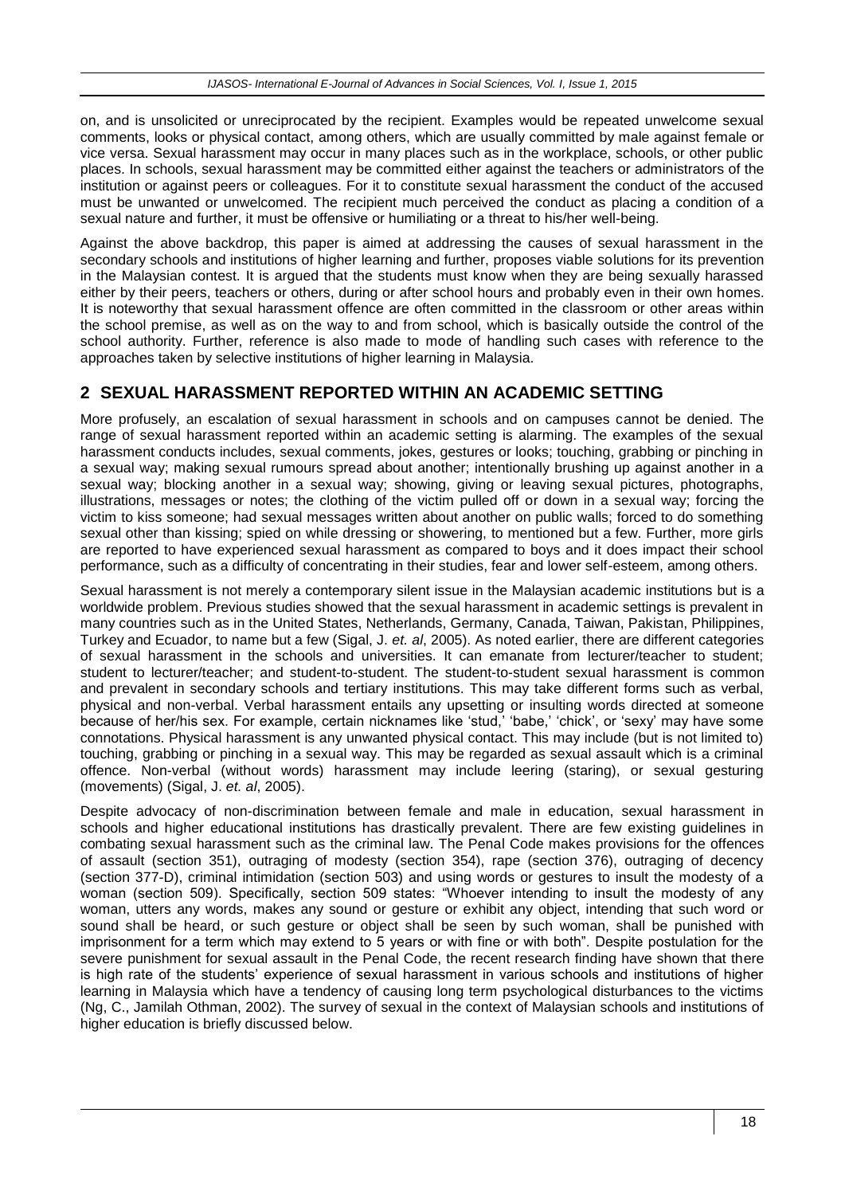on, and is unsolicited or unreciprocated by the recipient. Examples would be repeated unwelcome sexual comments, looks or physical contact, among others, which are usually committed by male against female or vice versa. Sexual harassment may occur in many places such as in the workplace, schools, or other public places. In schools, sexual harassment may be committed either against the teachers or administrators of the institution or against peers or colleagues. For it to constitute sexual harassment the conduct of the accused must be unwanted or unwelcomed. The recipient much perceived the conduct as placing a condition of a sexual nature and further, it must be offensive or humiliating or a threat to his/her well-being.

Against the above backdrop, this paper is aimed at addressing the causes of sexual harassment in the secondary schools and institutions of higher learning and further, proposes viable solutions for its prevention in the Malaysian contest. It is argued that the students must know when they are being sexually harassed either by their peers, teachers or others, during or after school hours and probably even in their own homes. It is noteworthy that sexual harassment offence are often committed in the classroom or other areas within the school premise, as well as on the way to and from school, which is basically outside the control of the school authority. Further, reference is also made to mode of handling such cases with reference to the approaches taken by selective institutions of higher learning in Malaysia.

## 2 SEXUAL HARASSMENT REPORTED WITHIN AN ACADEMIC SETTING

More profusely, an escalation of sexual harassment in schools and on campuses cannot be denied. The range of sexual harassment reported within an academic setting is alarming. The examples of the sexual harassment conducts includes, sexual comments, jokes, gestures or looks; touching, grabbing or pinching in a sexual way; making sexual rumours spread about another; intentionally brushing up against another in a sexual way; blocking another in a sexual way; showing, giving or leaving sexual pictures, photographs, illustrations, messages or notes; the clothing of the victim pulled off or down in a sexual way; forcing the victim to kiss someone; had sexual messages written about another on public walls; forced to do something sexual other than kissing; spied on while dressing or showering, to mentioned but a few. Further, more girls are reported to have experienced sexual harassment as compared to boys and it does impact their school performance, such as a difficulty of concentrating in their studies, fear and lower self-esteem, among others.

Sexual harassment is not merely a contemporary silent issue in the Malaysian academic institutions but is a worldwide problem. Previous studies showed that the sexual harassment in academic settings is prevalent in many countries such as in the United States, Netherlands, Germany, Canada, Taiwan, Pakistan, Philippines, Turkey and Ecuador, to name but a few (Sigal, J. *et. al*, 2005). As noted earlier, there are different categories of sexual harassment in the schools and universities. It can emanate from lecturer/teacher to student; student to lecturer/teacher; and student-to-student. The student-to-student sexual harassment is common and prevalent in secondary schools and tertiary institutions. This may take different forms such as verbal, physical and non-verbal. Verbal harassment entails any upsetting or insulting words directed at someone because of her/his sex. For example, certain nicknames like 'stud,' 'babe,' 'chick', or 'sexy' may have some connotations. Physical harassment is any unwanted physical contact. This may include (but is not limited to) touching, grabbing or pinching in a sexual way. This may be regarded as sexual assault which is a criminal offence. Non-verbal (without words) harassment may include leering (staring), or sexual gesturing (movements) (Sigal, J. *et. al*, 2005).

Despite advocacy of non-discrimination between female and male in education, sexual harassment in schools and higher educational institutions has drastically prevalent. There are few existing guidelines in combating sexual harassment such as the criminal law. The Penal Code makes provisions for the offences of assault (section 351), outraging of modesty (section 354), rape (section 376), outraging of decency (section 377-D), criminal intimidation (section 503) and using words or gestures to insult the modesty of a woman (section 509). Specifically, section 509 states: "Whoever intending to insult the modesty of any woman, utters any words, makes any sound or gesture or exhibit any object, intending that such word or sound shall be heard, or such gesture or object shall be seen by such woman, shall be punished with imprisonment for a term which may extend to 5 years or with fine or with both". Despite postulation for the severe punishment for sexual assault in the Penal Code, the recent research finding have shown that there is high rate of the students' experience of sexual harassment in various schools and institutions of higher learning in Malaysia which have a tendency of causing long term psychological disturbances to the victims (Ng, C., Jamilah Othman, 2002). The survey of sexual in the context of Malaysian schools and institutions of higher education is briefly discussed below.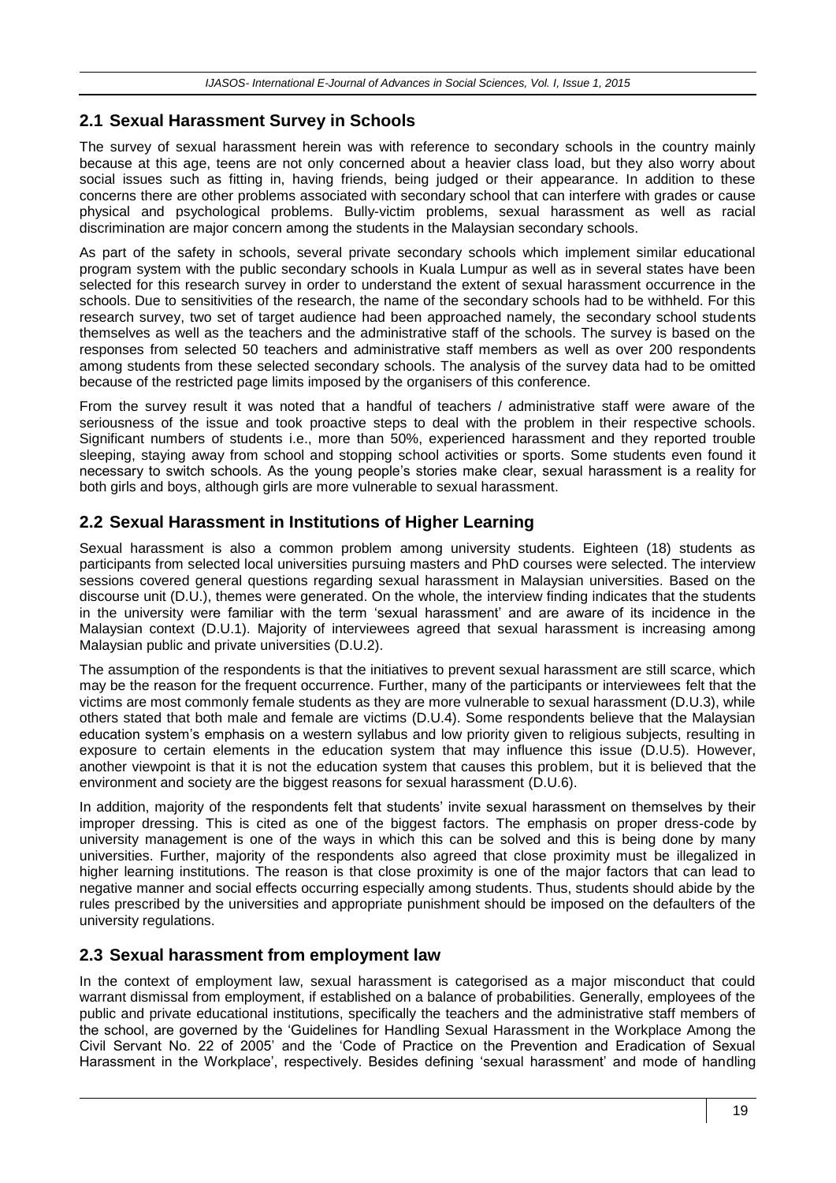## 2.1 Sexual Harassment Survey in Schools

The survey of sexual harassment herein was with reference to secondary schools in the country mainly because at this age, teens are not only concerned about a heavier class load, but they also worry about social issues such as fitting in, having friends, being judged or their appearance. In addition to these concerns there are other problems associated with secondary school that can interfere with grades or cause physical and psychological problems. Bully-victim problems, sexual harassment as well as racial discrimination are major concern among the students in the Malaysian secondary schools.

As part of the safety in schools, several private secondary schools which implement similar educational program system with the public secondary schools in Kuala Lumpur as well as in several states have been selected for this research survey in order to understand the extent of sexual harassment occurrence in the schools. Due to sensitivities of the research, the name of the secondary schools had to be withheld. For this research survey, two set of target audience had been approached namely, the secondary school students themselves as well as the teachers and the administrative staff of the schools. The survey is based on the responses from selected 50 teachers and administrative staff members as well as over 200 respondents among students from these selected secondary schools. The analysis of the survey data had to be omitted because of the restricted page limits imposed by the organisers of this conference.

From the survey result it was noted that a handful of teachers / administrative staff were aware of the seriousness of the issue and took proactive steps to deal with the problem in their respective schools. Significant numbers of students i.e., more than 50%, experienced harassment and they reported trouble sleeping, staying away from school and stopping school activities or sports. Some students even found it necessary to switch schools. As the young people's stories make clear, sexual harassment is a reality for both girls and boys, although girls are more vulnerable to sexual harassment.

## 2.2 Sexual Harassment in Institutions of Higher Learning

Sexual harassment is also a common problem among university students. Eighteen (18) students as participants from selected local universities pursuing masters and PhD courses were selected. The interview sessions covered general questions regarding sexual harassment in Malaysian universities. Based on the discourse unit (D.U.), themes were generated. On the whole, the interview finding indicates that the students in the university were familiar with the term 'sexual harassment' and are aware of its incidence in the Malaysian context (D.U.1). Majority of interviewees agreed that sexual harassment is increasing among Malaysian public and private universities (D.U.2).

The assumption of the respondents is that the initiatives to prevent sexual harassment are still scarce, which may be the reason for the frequent occurrence. Further, many of the participants or interviewees felt that the victims are most commonly female students as they are more vulnerable to sexual harassment (D.U.3), while others stated that both male and female are victims (D.U.4). Some respondents believe that the Malaysian education system's emphasis on a western syllabus and low priority given to religious subjects, resulting in exposure to certain elements in the education system that may influence this issue (D.U.5). However, another viewpoint is that it is not the education system that causes this problem, but it is believed that the environment and society are the biggest reasons for sexual harassment (D.U.6).

In addition, majority of the respondents felt that students' invite sexual harassment on themselves by their improper dressing. This is cited as one of the biggest factors. The emphasis on proper dress-code by university management is one of the ways in which this can be solved and this is being done by many universities. Further, majority of the respondents also agreed that close proximity must be illegalized in higher learning institutions. The reason is that close proximity is one of the major factors that can lead to negative manner and social effects occurring especially among students. Thus, students should abide by the rules prescribed by the universities and appropriate punishment should be imposed on the defaulters of the university regulations.

## 2.3 Sexual harassment from employment law

In the context of employment law, sexual harassment is categorised as a major misconduct that could warrant dismissal from employment, if established on a balance of probabilities. Generally, employees of the public and private educational institutions, specifically the teachers and the administrative staff members of the school, are governed by the 'Guidelines for Handling Sexual Harassment in the Workplace Among the Civil Servant No. 22 of 2005' and the 'Code of Practice on the Prevention and Eradication of Sexual Harassment in the Workplace', respectively. Besides defining 'sexual harassment' and mode of handling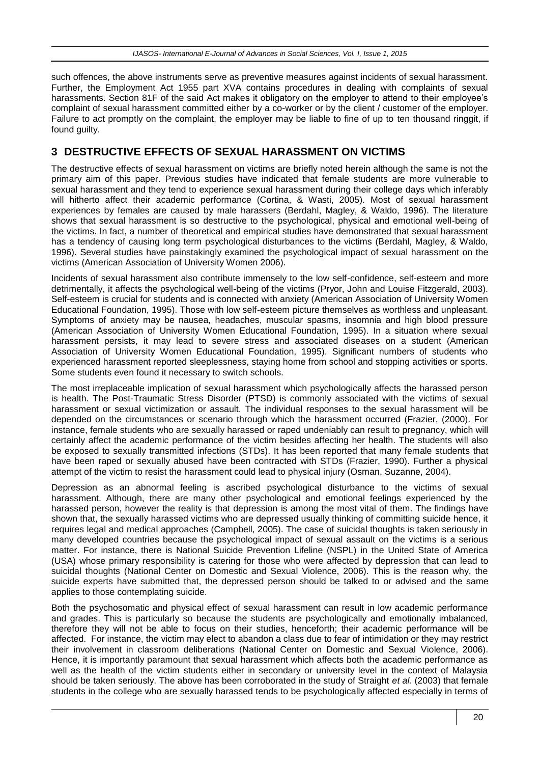such offences, the above instruments serve as preventive measures against incidents of sexual harassment. Further, the Employment Act 1955 part XVA contains procedures in dealing with complaints of sexual harassments. Section 81F of the said Act makes it obligatory on the employer to attend to their employee's complaint of sexual harassment committed either by a co-worker or by the client / customer of the employer. Failure to act promptly on the complaint, the employer may be liable to fine of up to ten thousand ringgit, if found guilty.

## 3 DESTRUCTIVE EFFECTS OF SEXUAL HARASSMENT ON VICTIMS

The destructive effects of sexual harassment on victims are briefly noted herein although the same is not the primary aim of this paper. Previous studies have indicated that female students are more vulnerable to sexual harassment and they tend to experience sexual harassment during their college days which inferably will hitherto affect their academic performance (Cortina, & Wasti, 2005). Most of sexual harassment experiences by females are caused by male harassers (Berdahl, Magley, & Waldo, 1996). The literature shows that sexual harassment is so destructive to the psychological, physical and emotional well-being of the victims. In fact, a number of theoretical and empirical studies have demonstrated that sexual harassment has a tendency of causing long term psychological disturbances to the victims (Berdahl, Magley, & Waldo, 1996). Several studies have painstakingly examined the psychological impact of sexual harassment on the victims (American Association of University Women 2006).

Incidents of sexual harassment also contribute immensely to the low self-confidence, self-esteem and more detrimentally, it affects the psychological well-being of the victims (Pryor, John and Louise Fitzgerald, 2003). Self-esteem is crucial for students and is connected with anxiety (American Association of University Women Educational Foundation, 1995). Those with low self-esteem picture themselves as worthless and unpleasant. Symptoms of anxiety may be nausea, headaches, muscular spasms, insomnia and high blood pressure (American Association of University Women Educational Foundation, 1995). In a situation where sexual harassment persists, it may lead to severe stress and associated diseases on a student (American Association of University Women Educational Foundation, 1995). Significant numbers of students who experienced harassment reported sleeplessness, staying home from school and stopping activities or sports. Some students even found it necessary to switch schools.

The most irreplaceable implication of sexual harassment which psychologically affects the harassed person is health. The Post-Traumatic Stress Disorder (PTSD) is commonly associated with the victims of sexual harassment or sexual victimization or assault. The individual responses to the sexual harassment will be depended on the circumstances or scenario through which the harassment occurred (Frazier, (2000). For instance, female students who are sexually harassed or raped undeniably can result to pregnancy, which will certainly affect the academic performance of the victim besides affecting her health. The students will also be exposed to sexually transmitted infections (STDs). It has been reported that many female students that have been raped or sexually abused have been contracted with STDs (Frazier, 1990). Further a physical attempt of the victim to resist the harassment could lead to physical injury (Osman, Suzanne, 2004).

Depression as an abnormal feeling is ascribed psychological disturbance to the victims of sexual harassment. Although, there are many other psychological and emotional feelings experienced by the harassed person, however the reality is that depression is among the most vital of them. The findings have shown that, the sexually harassed victims who are depressed usually thinking of committing suicide hence, it requires legal and medical approaches (Campbell, 2005). The case of suicidal thoughts is taken seriously in many developed countries because the psychological impact of sexual assault on the victims is a serious matter. For instance, there is National Suicide Prevention Lifeline (NSPL) in the United State of America (USA) whose primary responsibility is catering for those who were affected by depression that can lead to suicidal thoughts (National Center on Domestic and Sexual Violence, 2006). This is the reason why, the suicide experts have submitted that, the depressed person should be talked to or advised and the same applies to those contemplating suicide.

Both the psychosomatic and physical effect of sexual harassment can result in low academic performance and grades. This is particularly so because the students are psychologically and emotionally imbalanced, therefore they will not be able to focus on their studies, henceforth; their academic performance will be affected. For instance, the victim may elect to abandon a class due to fear of intimidation or they may restrict their involvement in classroom deliberations (National Center on Domestic and Sexual Violence, 2006). Hence, it is importantly paramount that sexual harassment which affects both the academic performance as well as the health of the victim students either in secondary or university level in the context of Malaysia should be taken seriously. The above has been corroborated in the study of Straight *et al.* (2003) that female students in the college who are sexually harassed tends to be psychologically affected especially in terms of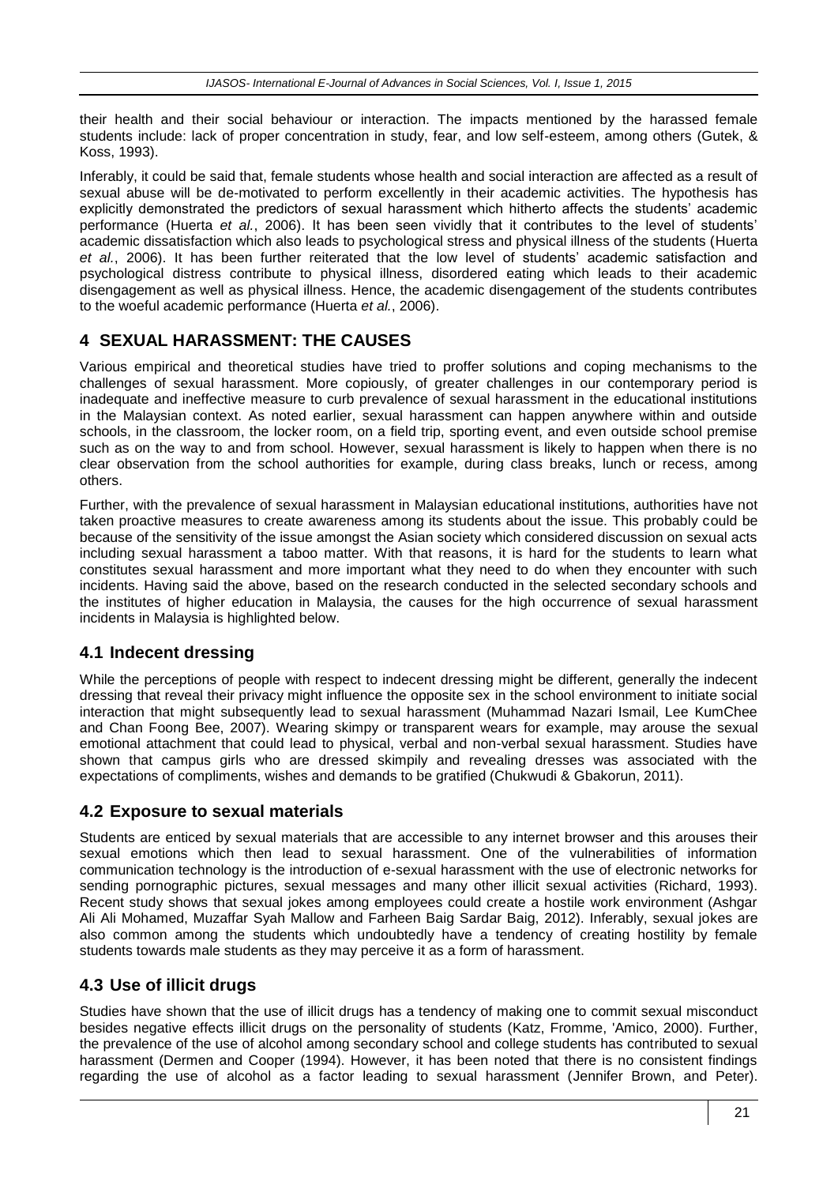their health and their social behaviour or interaction. The impacts mentioned by the harassed female students include: lack of proper concentration in study, fear, and low self-esteem, among others (Gutek, & Koss, 1993).

Inferably, it could be said that, female students whose health and social interaction are affected as a result of sexual abuse will be de-motivated to perform excellently in their academic activities. The hypothesis has explicitly demonstrated the predictors of sexual harassment which hitherto affects the students' academic performance (Huerta *et al.*, 2006). It has been seen vividly that it contributes to the level of students' academic dissatisfaction which also leads to psychological stress and physical illness of the students (Huerta *et al.*, 2006). It has been further reiterated that the low level of students' academic satisfaction and psychological distress contribute to physical illness, disordered eating which leads to their academic disengagement as well as physical illness. Hence, the academic disengagement of the students contributes to the woeful academic performance (Huerta *et al.*, 2006).

## 4 SEXUAL HARASSMENT: THE CAUSES

Various empirical and theoretical studies have tried to proffer solutions and coping mechanisms to the challenges of sexual harassment. More copiously, of greater challenges in our contemporary period is inadequate and ineffective measure to curb prevalence of sexual harassment in the educational institutions in the Malaysian context. As noted earlier, sexual harassment can happen anywhere within and outside schools, in the classroom, the locker room, on a field trip, sporting event, and even outside school premise such as on the way to and from school. However, sexual harassment is likely to happen when there is no clear observation from the school authorities for example, during class breaks, lunch or recess, among others.

Further, with the prevalence of sexual harassment in Malaysian educational institutions, authorities have not taken proactive measures to create awareness among its students about the issue. This probably could be because of the sensitivity of the issue amongst the Asian society which considered discussion on sexual acts including sexual harassment a taboo matter. With that reasons, it is hard for the students to learn what constitutes sexual harassment and more important what they need to do when they encounter with such incidents. Having said the above, based on the research conducted in the selected secondary schools and the institutes of higher education in Malaysia, the causes for the high occurrence of sexual harassment incidents in Malaysia is highlighted below.

### 4.1 Indecent dressing

While the perceptions of people with respect to indecent dressing might be different, generally the indecent dressing that reveal their privacy might influence the opposite sex in the school environment to initiate social interaction that might subsequently lead to sexual harassment (Muhammad Nazari Ismail, Lee KumChee and Chan Foong Bee, 2007). Wearing skimpy or transparent wears for example, may arouse the sexual emotional attachment that could lead to physical, verbal and non-verbal sexual harassment. Studies have shown that campus girls who are dressed skimpily and revealing dresses was associated with the expectations of compliments, wishes and demands to be gratified (Chukwudi & Gbakorun, 2011).

### 4.2 Exposure to sexual materials

Students are enticed by sexual materials that are accessible to any internet browser and this arouses their sexual emotions which then lead to sexual harassment. One of the vulnerabilities of information communication technology is the introduction of e-sexual harassment with the use of electronic networks for sending pornographic pictures, sexual messages and many other illicit sexual activities (Richard, 1993). Recent study shows that sexual jokes among employees could create a hostile work environment (Ashgar Ali Ali Mohamed, Muzaffar Syah Mallow and Farheen Baig Sardar Baig, 2012). Inferably, sexual jokes are also common among the students which undoubtedly have a tendency of creating hostility by female students towards male students as they may perceive it as a form of harassment.

### 4.3 Use of illicit drugs

Studies have shown that the use of illicit drugs has a tendency of making one to commit sexual misconduct besides negative effects illicit drugs on the personality of students (Katz, Fromme, 'Amico, 2000). Further, the prevalence of the use of alcohol among secondary school and college students has contributed to sexual harassment (Dermen and Cooper (1994). However, it has been noted that there is no consistent findings regarding the use of alcohol as a factor leading to sexual harassment (Jennifer Brown, and Peter).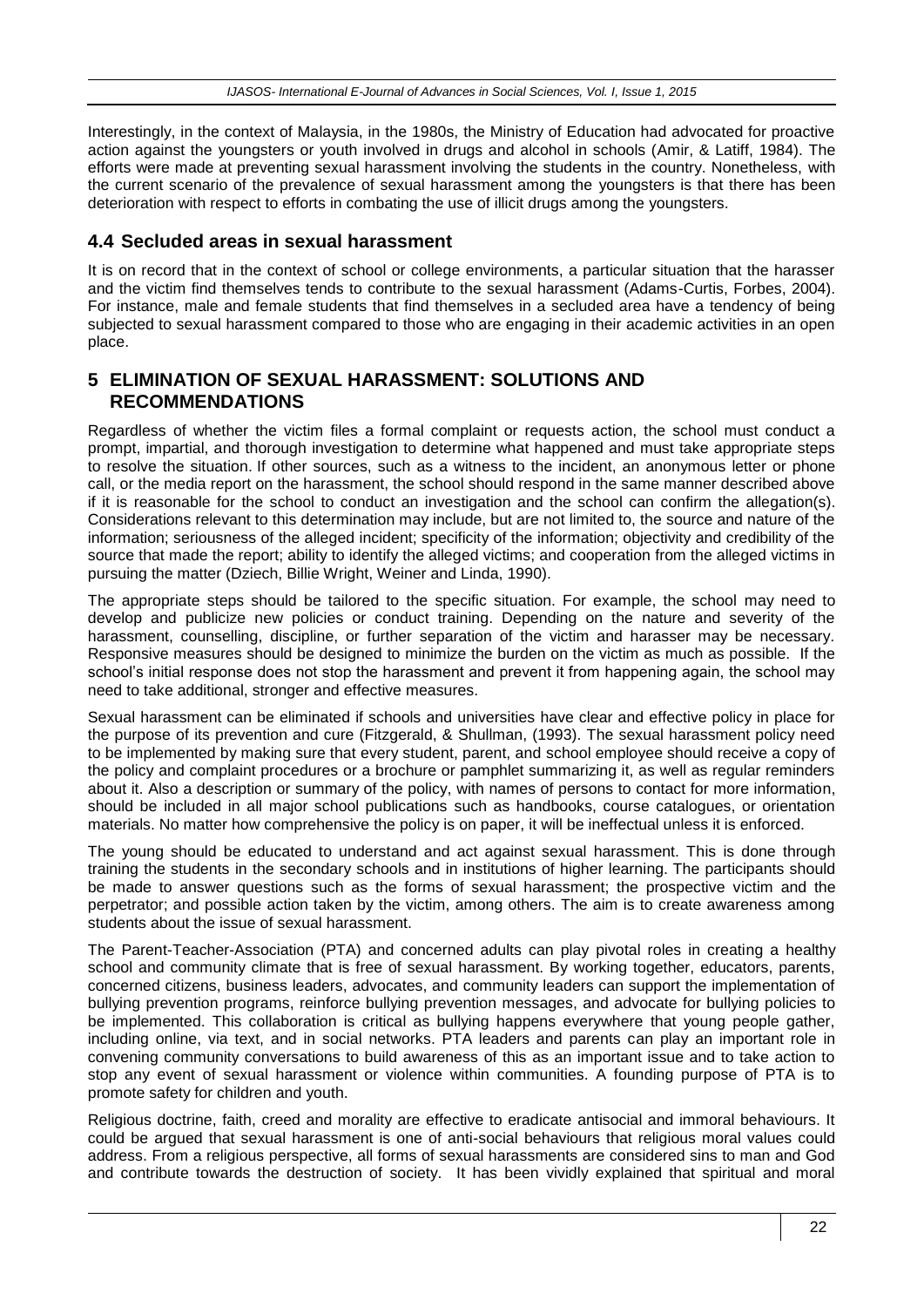Interestingly, in the context of Malaysia, in the 1980s, the Ministry of Education had advocated for proactive action against the youngsters or youth involved in drugs and alcohol in schools (Amir, & Latiff, 1984). The efforts were made at preventing sexual harassment involving the students in the country. Nonetheless, with the current scenario of the prevalence of sexual harassment among the youngsters is that there has been deterioration with respect to efforts in combating the use of illicit drugs among the youngsters.

### 4.4 Secluded areas in sexual harassment

It is on record that in the context of school or college environments, a particular situation that the harasser and the victim find themselves tends to contribute to the sexual harassment (Adams-Curtis, Forbes, 2004). For instance, male and female students that find themselves in a secluded area have a tendency of being subjected to sexual harassment compared to those who are engaging in their academic activities in an open place.

## 5 ELIMINATION OF SEXUAL HARASSMENT: SOLUTIONS AND RECOMMENDATIONS

Regardless of whether the victim files a formal complaint or requests action, the school must conduct a prompt, impartial, and thorough investigation to determine what happened and must take appropriate steps to resolve the situation. If other sources, such as a witness to the incident, an anonymous letter or phone call, or the media report on the harassment, the school should respond in the same manner described above if it is reasonable for the school to conduct an investigation and the school can confirm the allegation(s). Considerations relevant to this determination may include, but are not limited to, the source and nature of the information; seriousness of the alleged incident; specificity of the information; objectivity and credibility of the source that made the report; ability to identify the alleged victims; and cooperation from the alleged victims in pursuing the matter (Dziech, Billie Wright, Weiner and Linda, 1990).

The appropriate steps should be tailored to the specific situation. For example, the school may need to develop and publicize new policies or conduct training. Depending on the nature and severity of the harassment, counselling, discipline, or further separation of the victim and harasser may be necessary. Responsive measures should be designed to minimize the burden on the victim as much as possible. If the school's initial response does not stop the harassment and prevent it from happening again, the school may need to take additional, stronger and effective measures.

Sexual harassment can be eliminated if schools and universities have clear and effective policy in place for the purpose of its prevention and cure (Fitzgerald, & Shullman, (1993). The sexual harassment policy need to be implemented by making sure that every student, parent, and school employee should receive a copy of the policy and complaint procedures or a brochure or pamphlet summarizing it, as well as regular reminders about it. Also a description or summary of the policy, with names of persons to contact for more information, should be included in all major school publications such as handbooks, course catalogues, or orientation materials. No matter how comprehensive the policy is on paper, it will be ineffectual unless it is enforced.

The young should be educated to understand and act against sexual harassment. This is done through training the students in the secondary schools and in institutions of higher learning. The participants should be made to answer questions such as the forms of sexual harassment; the prospective victim and the perpetrator; and possible action taken by the victim, among others. The aim is to create awareness among students about the issue of sexual harassment.

The Parent-Teacher-Association (PTA) and concerned adults can play pivotal roles in creating a healthy school and community climate that is free of sexual harassment. By working together, educators, parents, concerned citizens, business leaders, advocates, and community leaders can support the implementation of bullying prevention programs, reinforce bullying prevention messages, and advocate for bullying policies to be implemented. This collaboration is critical as bullying happens everywhere that young people gather, including online, via text, and in social networks. PTA leaders and parents can play an important role in convening community conversations to build awareness of this as an important issue and to take action to stop any event of sexual harassment or violence within communities. A founding purpose of PTA is to promote safety for children and youth.

Religious doctrine, faith, creed and morality are effective to eradicate antisocial and immoral behaviours. It could be argued that sexual harassment is one of anti-social behaviours that religious moral values could address. From a religious perspective, all forms of sexual harassments are considered sins to man and God and contribute towards the destruction of society. It has been vividly explained that spiritual and moral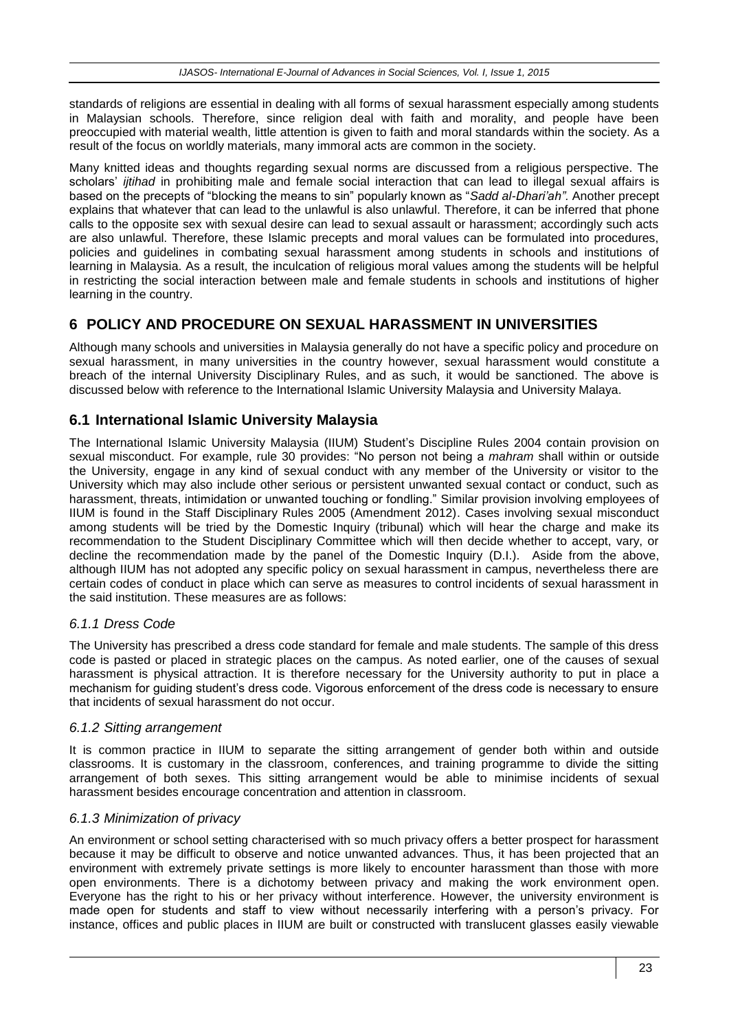standards of religions are essential in dealing with all forms of sexual harassment especially among students in Malaysian schools. Therefore, since religion deal with faith and morality, and people have been preoccupied with material wealth, little attention is given to faith and moral standards within the society. As a result of the focus on worldly materials, many immoral acts are common in the society.

Many knitted ideas and thoughts regarding sexual norms are discussed from a religious perspective. The scholars' *ijtihad* in prohibiting male and female social interaction that can lead to illegal sexual affairs is based on the precepts of "blocking the means to sin" popularly known as "*Sadd al-Dhari'ah"*. Another precept explains that whatever that can lead to the unlawful is also unlawful. Therefore, it can be inferred that phone calls to the opposite sex with sexual desire can lead to sexual assault or harassment; accordingly such acts are also unlawful. Therefore, these Islamic precepts and moral values can be formulated into procedures, policies and guidelines in combating sexual harassment among students in schools and institutions of learning in Malaysia. As a result, the inculcation of religious moral values among the students will be helpful in restricting the social interaction between male and female students in schools and institutions of higher learning in the country.

# 6 POLICY AND PROCEDURE ON SEXUAL HARASSMENT IN UNIVERSITIES

Although many schools and universities in Malaysia generally do not have a specific policy and procedure on sexual harassment, in many universities in the country however, sexual harassment would constitute a breach of the internal University Disciplinary Rules, and as such, it would be sanctioned. The above is discussed below with reference to the International Islamic University Malaysia and University Malaya.

## 6.1 International Islamic University Malaysia

The International Islamic University Malaysia (IIUM) Student's Discipline Rules 2004 contain provision on sexual misconduct. For example, rule 30 provides: "No person not being a *mahram* shall within or outside the University, engage in any kind of sexual conduct with any member of the University or visitor to the University which may also include other serious or persistent unwanted sexual contact or conduct, such as harassment, threats, intimidation or unwanted touching or fondling." Similar provision involving employees of IIUM is found in the Staff Disciplinary Rules 2005 (Amendment 2012). Cases involving sexual misconduct among students will be tried by the Domestic Inquiry (tribunal) which will hear the charge and make its recommendation to the Student Disciplinary Committee which will then decide whether to accept, vary, or decline the recommendation made by the panel of the Domestic Inquiry (D.I.). Aside from the above, although IIUM has not adopted any specific policy on sexual harassment in campus, nevertheless there are certain codes of conduct in place which can serve as measures to control incidents of sexual harassment in the said institution. These measures are as follows:

### *6.1.1 Dress Code*

The University has prescribed a dress code standard for female and male students. The sample of this dress code is pasted or placed in strategic places on the campus. As noted earlier, one of the causes of sexual harassment is physical attraction. It is therefore necessary for the University authority to put in place a mechanism for guiding student's dress code. Vigorous enforcement of the dress code is necessary to ensure that incidents of sexual harassment do not occur.

### *6.1.2 Sitting arrangement*

It is common practice in IIUM to separate the sitting arrangement of gender both within and outside classrooms. It is customary in the classroom, conferences, and training programme to divide the sitting arrangement of both sexes. This sitting arrangement would be able to minimise incidents of sexual harassment besides encourage concentration and attention in classroom.

### *6.1.3 Minimization of privacy*

An environment or school setting characterised with so much privacy offers a better prospect for harassment because it may be difficult to observe and notice unwanted advances. Thus, it has been projected that an environment with extremely private settings is more likely to encounter harassment than those with more open environments. There is a dichotomy between privacy and making the work environment open. Everyone has the right to his or her privacy without interference. However, the university environment is made open for students and staff to view without necessarily interfering with a person's privacy. For instance, offices and public places in IIUM are built or constructed with translucent glasses easily viewable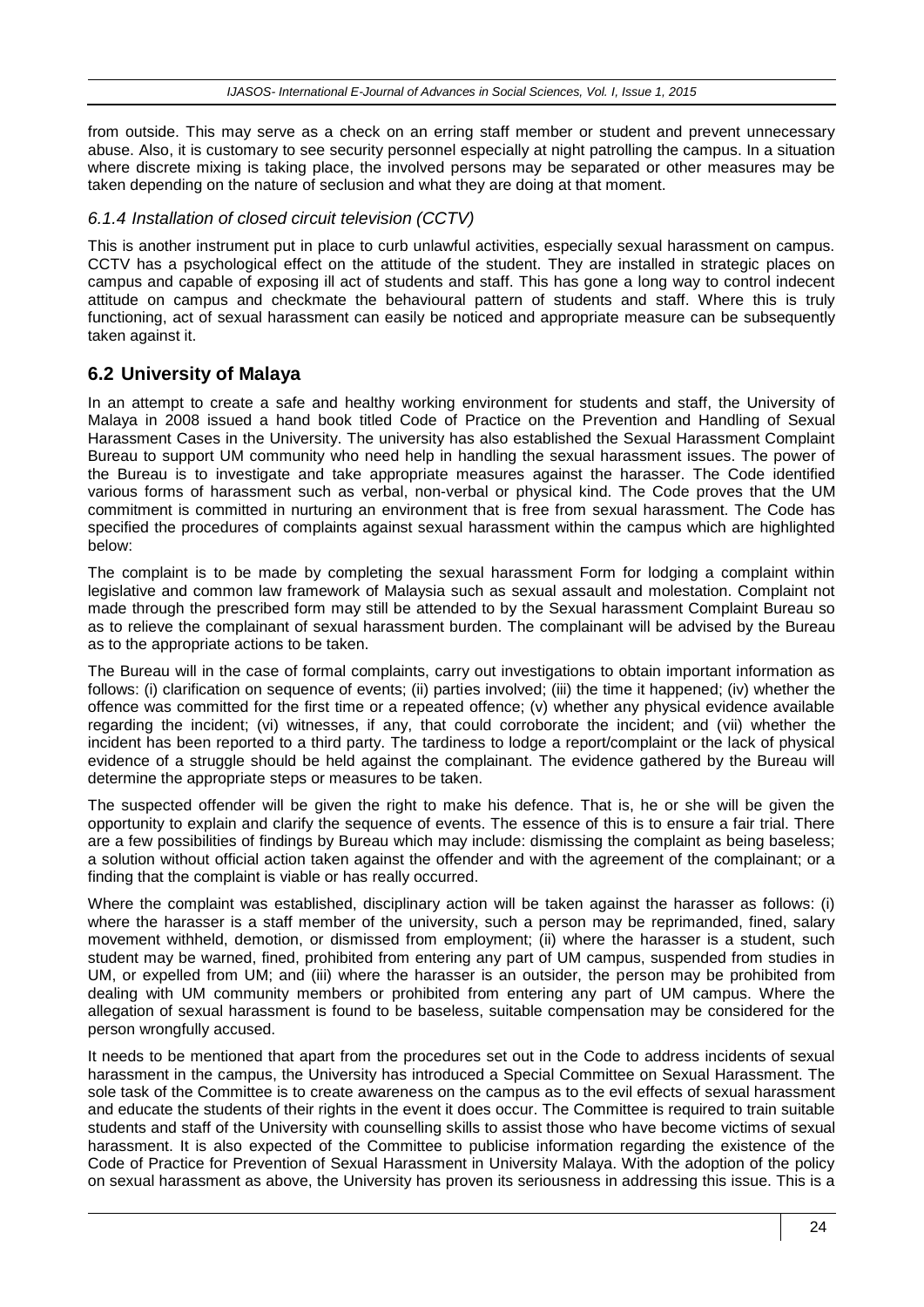from outside. This may serve as a check on an erring staff member or student and prevent unnecessary abuse. Also, it is customary to see security personnel especially at night patrolling the campus. In a situation where discrete mixing is taking place, the involved persons may be separated or other measures may be taken depending on the nature of seclusion and what they are doing at that moment.

### *6.1.4 Installation of closed circuit television (CCTV)*

This is another instrument put in place to curb unlawful activities, especially sexual harassment on campus. CCTV has a psychological effect on the attitude of the student. They are installed in strategic places on campus and capable of exposing ill act of students and staff. This has gone a long way to control indecent attitude on campus and checkmate the behavioural pattern of students and staff. Where this is truly functioning, act of sexual harassment can easily be noticed and appropriate measure can be subsequently taken against it.

## 6.2 University of Malaya

In an attempt to create a safe and healthy working environment for students and staff, the University of Malaya in 2008 issued a hand book titled Code of Practice on the Prevention and Handling of Sexual Harassment Cases in the University. The university has also established the Sexual Harassment Complaint Bureau to support UM community who need help in handling the sexual harassment issues. The power of the Bureau is to investigate and take appropriate measures against the harasser. The Code identified various forms of harassment such as verbal, non-verbal or physical kind. The Code proves that the UM commitment is committed in nurturing an environment that is free from sexual harassment. The Code has specified the procedures of complaints against sexual harassment within the campus which are highlighted below:

The complaint is to be made by completing the sexual harassment Form for lodging a complaint within legislative and common law framework of Malaysia such as sexual assault and molestation. Complaint not made through the prescribed form may still be attended to by the Sexual harassment Complaint Bureau so as to relieve the complainant of sexual harassment burden. The complainant will be advised by the Bureau as to the appropriate actions to be taken.

The Bureau will in the case of formal complaints, carry out investigations to obtain important information as follows: (i) clarification on sequence of events; (ii) parties involved; (iii) the time it happened; (iv) whether the offence was committed for the first time or a repeated offence; (v) whether any physical evidence available regarding the incident; (vi) witnesses, if any, that could corroborate the incident; and (vii) whether the incident has been reported to a third party. The tardiness to lodge a report/complaint or the lack of physical evidence of a struggle should be held against the complainant. The evidence gathered by the Bureau will determine the appropriate steps or measures to be taken.

The suspected offender will be given the right to make his defence. That is, he or she will be given the opportunity to explain and clarify the sequence of events. The essence of this is to ensure a fair trial. There are a few possibilities of findings by Bureau which may include: dismissing the complaint as being baseless; a solution without official action taken against the offender and with the agreement of the complainant; or a finding that the complaint is viable or has really occurred.

Where the complaint was established, disciplinary action will be taken against the harasser as follows: (i) where the harasser is a staff member of the university, such a person may be reprimanded, fined, salary movement withheld, demotion, or dismissed from employment; (ii) where the harasser is a student, such student may be warned, fined, prohibited from entering any part of UM campus, suspended from studies in UM, or expelled from UM; and (iii) where the harasser is an outsider, the person may be prohibited from dealing with UM community members or prohibited from entering any part of UM campus. Where the allegation of sexual harassment is found to be baseless, suitable compensation may be considered for the person wrongfully accused.

It needs to be mentioned that apart from the procedures set out in the Code to address incidents of sexual harassment in the campus, the University has introduced a Special Committee on Sexual Harassment. The sole task of the Committee is to create awareness on the campus as to the evil effects of sexual harassment and educate the students of their rights in the event it does occur. The Committee is required to train suitable students and staff of the University with counselling skills to assist those who have become victims of sexual harassment. It is also expected of the Committee to publicise information regarding the existence of the Code of Practice for Prevention of Sexual Harassment in University Malaya. With the adoption of the policy on sexual harassment as above, the University has proven its seriousness in addressing this issue. This is a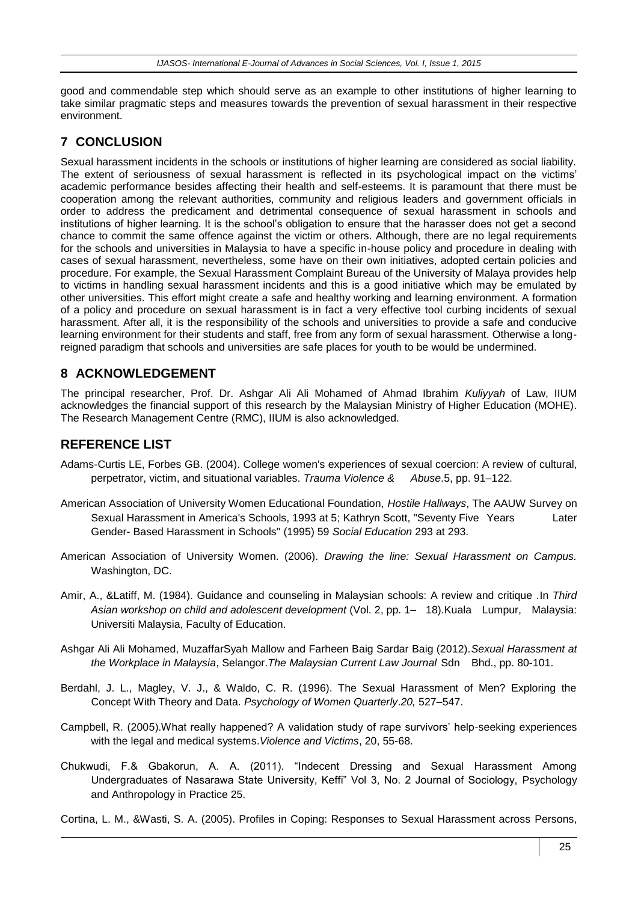good and commendable step which should serve as an example to other institutions of higher learning to take similar pragmatic steps and measures towards the prevention of sexual harassment in their respective environment.

## 7 CONCLUSION

Sexual harassment incidents in the schools or institutions of higher learning are considered as social liability. The extent of seriousness of sexual harassment is reflected in its psychological impact on the victims' academic performance besides affecting their health and self-esteems. It is paramount that there must be cooperation among the relevant authorities, community and religious leaders and government officials in order to address the predicament and detrimental consequence of sexual harassment in schools and institutions of higher learning. It is the school's obligation to ensure that the harasser does not get a second chance to commit the same offence against the victim or others. Although, there are no legal requirements for the schools and universities in Malaysia to have a specific in-house policy and procedure in dealing with cases of sexual harassment, nevertheless, some have on their own initiatives, adopted certain policies and procedure. For example, the Sexual Harassment Complaint Bureau of the University of Malaya provides help to victims in handling sexual harassment incidents and this is a good initiative which may be emulated by other universities. This effort might create a safe and healthy working and learning environment. A formation of a policy and procedure on sexual harassment is in fact a very effective tool curbing incidents of sexual harassment. After all, it is the responsibility of the schools and universities to provide a safe and conducive learning environment for their students and staff, free from any form of sexual harassment. Otherwise a long-reigned paradigm that schools and universities are safe places for youth to be would be undermined.

## 8 ACKNOWLEDGEMENT

The principal researcher, Prof. Dr. Ashgar Ali Ali Mohamed of Ahmad Ibrahim *Kuliyyah* of Law, IIUM acknowledges the financial support of this research by the Malaysian Ministry of Higher Education (MOHE). The Research Management Centre (RMC), IIUM is also acknowledged.

## REFERENCE LIST

Adams-Curtis LE, Forbes GB. (2004). College women's experiences of sexual coercion: A review of cultural, perpetrator, victim, and situational variables. *Trauma Violence & Abuse*.5, pp. 91–122.

American Association of University Women Educational Foundation, *Hostile Hallways*, The AAUW Survey on Sexual Harassment in America's Schools, 1993 at 5; Kathryn Scott, "Seventy Five Years Later Gender- Based Harassment in Schools" (1995) 59 *Social Education* 293 at 293.

American Association of University Women. (2006). *Drawing the line: Sexual Harassment on Campus.* Washington, DC.

Amir, A., &Latiff, M. (1984). Guidance and counseling in Malaysian schools: A review and critique .In *Third Asian workshop on child and adolescent development* (Vol. 2, pp. 1– 18).Kuala Lumpur, Malaysia: Universiti Malaysia, Faculty of Education.

Ashgar Ali Ali Mohamed, MuzaffarSyah Mallow and Farheen Baig Sardar Baig (2012).*Sexual Harassment at the Workplace in Malaysia*, Selangor.*The Malaysian Current Law Journal* Sdn Bhd., pp. 80-101.

Berdahl, J. L., Magley, V. J., & Waldo, C. R. (1996). The Sexual Harassment of Men? Exploring the Concept With Theory and Data. *Psychology of Women Quarterly*.*20,* 527–547.

Campbell, R. (2005).What really happened? A validation study of rape survivors' help-seeking experiences with the legal and medical systems.*Violence and Victims*, 20, 55-68.

Chukwudi, F.& Gbakorun, A. A. (2011). "Indecent Dressing and Sexual Harassment Among Undergraduates of Nasarawa State University, Keffi" Vol 3, No. 2 Journal of Sociology, Psychology and Anthropology in Practice 25.

Cortina, L. M., &Wasti, S. A. (2005). Profiles in Coping: Responses to Sexual Harassment across Persons,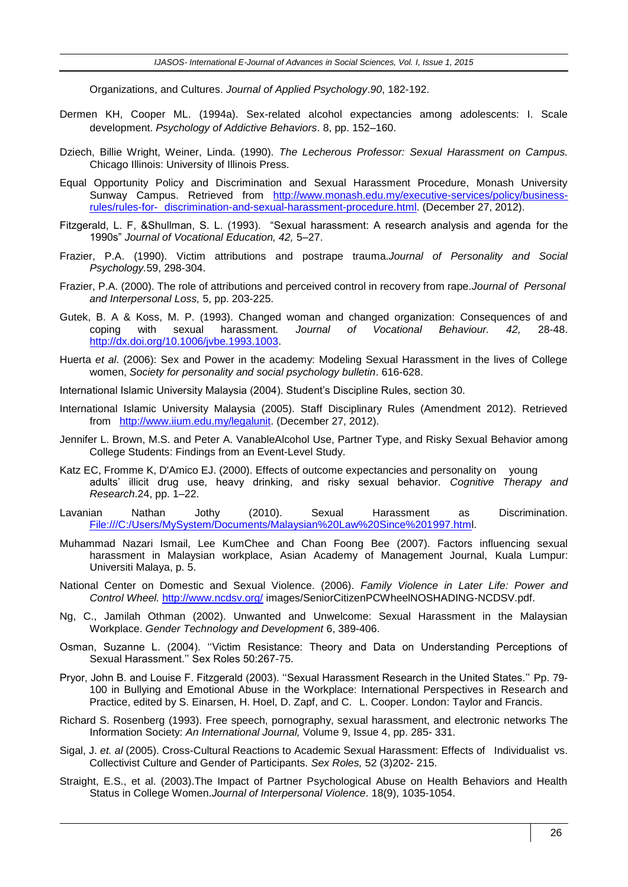Organizations, and Cultures. *Journal of Applied Psychology*.*90*, 182-192.

Dermen KH, Cooper ML. (1994a). Sex-related alcohol expectancies among adolescents: I. Scale development. *Psychology of Addictive Behaviors*. 8, pp. 152–160.

Dziech, Billie Wright, Weiner, Linda. (1990). *The Lecherous Professor: Sexual Harassment on Campus.* Chicago Illinois: University of Illinois Press.

Equal Opportunity Policy and Discrimination and Sexual Harassment Procedure, Monash University Sunway Campus. Retrieved from http://www.monash.edu.my/executive-services/policy/business-rules/rules-for- discrimination-and-sexual-harassment-procedure.html. (December 27, 2012).

Fitzgerald, L. F, &Shullman, S. L. (1993). "Sexual harassment: A research analysis and agenda for the 1990s" *Journal of Vocational Education, 42,* 5–27.

Frazier, P.A. (1990). Victim attributions and postrape trauma.*Journal of Personality and Social Psychology.*59, 298-304.

Frazier, P.A. (2000). The role of attributions and perceived control in recovery from rape.*Journal of Personal and Interpersonal Loss,* 5, pp. 203-225.

Gutek, B. A & Koss, M. P. (1993). Changed woman and changed organization: Consequences of and coping with sexual harassment*. Journal of Vocational Behaviour. 42,* 28-48. http://dx.doi.org/10.1006/jvbe.1993.1003.

Huerta *et al*. (2006): Sex and Power in the academy: Modeling Sexual Harassment in the lives of College women, *Society for personality and social psychology bulletin*. 616-628.

International Islamic University Malaysia (2004). Student's Discipline Rules, section 30.

International Islamic University Malaysia (2005). Staff Disciplinary Rules (Amendment 2012). Retrieved from http://www.iium.edu.my/legalunit. (December 27, 2012).

Jennifer L. Brown, M.S. and Peter A. VanableAlcohol Use, Partner Type, and Risky Sexual Behavior among College Students: Findings from an Event-Level Study.

Katz EC, Fromme K, D'Amico EJ. (2000). Effects of outcome expectancies and personality on young adults' illicit drug use, heavy drinking, and risky sexual behavior. *Cognitive Therapy and Research*.24, pp. 1–22.

Lavanian Nathan Jothy (2010). Sexual Harassment as Discrimination. File:///C:/Users/MySystem/Documents/Malaysian%20Law%20Since%201997.html.

Muhammad Nazari Ismail, Lee KumChee and Chan Foong Bee (2007). Factors influencing sexual harassment in Malaysian workplace, Asian Academy of Management Journal, Kuala Lumpur: Universiti Malaya, p. 5.

National Center on Domestic and Sexual Violence. (2006). *Family Violence in Later Life: Power and Control Wheel.* http://www.ncdsv.org/ images/SeniorCitizenPCWheelNOSHADING-NCDSV.pdf.

Ng, C., Jamilah Othman (2002). Unwanted and Unwelcome: Sexual Harassment in the Malaysian Workplace. *Gender Technology and Development* 6, 389-406.

Osman, Suzanne L. (2004). ''Victim Resistance: Theory and Data on Understanding Perceptions of Sexual Harassment.'' Sex Roles 50:267-75.

Pryor, John B. and Louise F. Fitzgerald (2003). ''Sexual Harassment Research in the United States.'' Pp. 79-100 in Bullying and Emotional Abuse in the Workplace: International Perspectives in Research and Practice, edited by S. Einarsen, H. Hoel, D. Zapf, and C. L. Cooper. London: Taylor and Francis.

Richard S. Rosenberg (1993). Free speech, pornography, sexual harassment, and electronic networks The Information Society: *An International Journal,* Volume 9, Issue 4, pp. 285- 331.

Sigal, J. *et. al* (2005). Cross-Cultural Reactions to Academic Sexual Harassment: Effects of Individualist vs. Collectivist Culture and Gender of Participants. *Sex Roles,* 52 (3)202- 215.

Straight, E.S., et al. (2003).The Impact of Partner Psychological Abuse on Health Behaviors and Health Status in College Women.*Journal of Interpersonal Violence*. 18(9), 1035-1054.